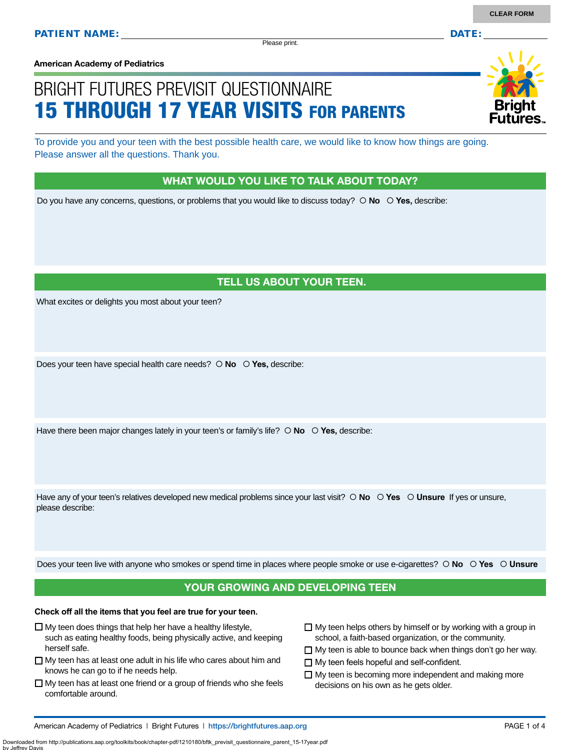**PATIENT NAME:** ______________________ **DATE:** __________

Please print.

American Academy of Pediatrics

# BRIGHT FUTURES PREVISIT QUESTIONNAIRE

# 15 THROUGH 17 YEAR VISITS FOR PARENTS

To provide you and your teen with the best possible health care, we would like to know how things are going. Please answer all the questions. Thank you.

## WHAT WOULD YOU LIKE TO TALK ABOUT TODAY?

Do you have any concerns, questions, or problems that you would like to discuss today? ○ **No** ○ **Yes,** describe:

## TELL US ABOUT YOUR TEEN.

What excites or delights you most about your teen?

Does your teen have special health care needs? ○ **No** ○ **Yes,** describe:

Have there been major changes lately in your teen's or family's life? ○ **No** ○ **Yes,** describe:

Have any of your teen's relatives developed new medical problems since your last visit? ○ **No** ○ **Yes** ○ **Unsure** If yes or unsure, please describe:

Does your teen live with anyone who smokes or spend time in places where people smoke or use e-cigarettes? ○ **No** ○ **Yes** ○ **Unsure**

## YOUR GROWING AND DEVELOPING TEEN

**Check off all the items that you feel are true for your teen.**

- ☐ My teen does things that help her have a healthy lifestyle, such as eating healthy foods, being physically active, and keeping herself safe.
- ☐ My teen has at least one adult in his life who cares about him and knows he can go to if he needs help.
- ☐ My teen has at least one friend or a group of friends who she feels comfortable around.
- ☐ My teen helps others by himself or by working with a group in school, a faith-based organization, or the community.
- ☐ My teen is able to bounce back when things don't go her way.
- ☐ My teen feels hopeful and self-confident.
- ☐ My teen is becoming more independent and making more decisions on his own as he gets older.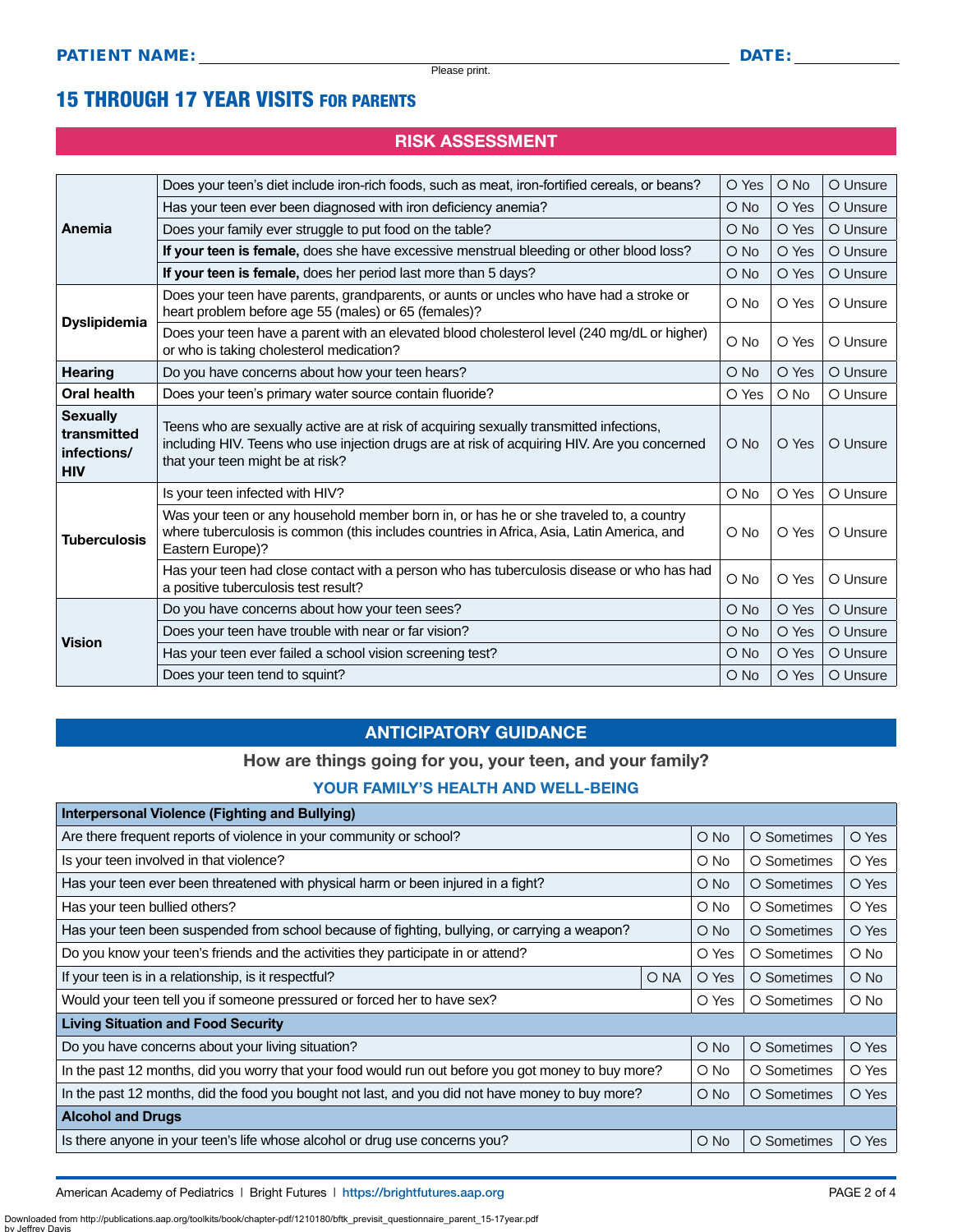PATIENT NAME: ______________________________ DATE: __________

Please print.

# 15 THROUGH 17 YEAR VISITS FOR PARENTS

## RISK ASSESSMENT

| | | | | |
|---|---|---|---|---|
| **Anemia** | Does your teen's diet include iron-rich foods, such as meat, iron-fortified cereals, or beans? | O Yes | O No | O Unsure |
| | Has your teen ever been diagnosed with iron deficiency anemia? | O No | O Yes | O Unsure |
| | Does your family ever struggle to put food on the table? | O No | O Yes | O Unsure |
| | **If your teen is female,** does she have excessive menstrual bleeding or other blood loss? | O No | O Yes | O Unsure |
| | **If your teen is female,** does her period last more than 5 days? | O No | O Yes | O Unsure |
| **Dyslipidemia** | Does your teen have parents, grandparents, or aunts or uncles who have had a stroke or heart problem before age 55 (males) or 65 (females)? | O No | O Yes | O Unsure |
| | Does your teen have a parent with an elevated blood cholesterol level (240 mg/dL or higher) or who is taking cholesterol medication? | O No | O Yes | O Unsure |
| **Hearing** | Do you have concerns about how your teen hears? | O No | O Yes | O Unsure |
| **Oral health** | Does your teen's primary water source contain fluoride? | O Yes | O No | O Unsure |
| **Sexually transmitted infections/ HIV** | Teens who are sexually active are at risk of acquiring sexually transmitted infections, including HIV. Teens who use injection drugs are at risk of acquiring HIV. Are you concerned that your teen might be at risk? | O No | O Yes | O Unsure |
| **Tuberculosis** | Is your teen infected with HIV? | O No | O Yes | O Unsure |
| | Was your teen or any household member born in, or has he or she traveled to, a country where tuberculosis is common (this includes countries in Africa, Asia, Latin America, and Eastern Europe)? | O No | O Yes | O Unsure |
| | Has your teen had close contact with a person who has tuberculosis disease or who has had a positive tuberculosis test result? | O No | O Yes | O Unsure |
| **Vision** | Do you have concerns about how your teen sees? | O No | O Yes | O Unsure |
| | Does your teen have trouble with near or far vision? | O No | O Yes | O Unsure |
| | Has your teen ever failed a school vision screening test? | O No | O Yes | O Unsure |
| | Does your teen tend to squint? | O No | O Yes | O Unsure |

## ANTICIPATORY GUIDANCE

**How are things going for you, your teen, and your family?**

### YOUR FAMILY'S HEALTH AND WELL-BEING

| | | | | |
|---|---|---|---|---|
| **Interpersonal Violence (Fighting and Bullying)** | | | | |
| Are there frequent reports of violence in your community or school? | | O No | O Sometimes | O Yes |
| Is your teen involved in that violence? | | O No | O Sometimes | O Yes |
| Has your teen ever been threatened with physical harm or been injured in a fight? | | O No | O Sometimes | O Yes |
| Has your teen bullied others? | | O No | O Sometimes | O Yes |
| Has your teen been suspended from school because of fighting, bullying, or carrying a weapon? | | O No | O Sometimes | O Yes |
| Do you know your teen's friends and the activities they participate in or attend? | | O Yes | O Sometimes | O No |
| If your teen is in a relationship, is it respectful? | O NA | O Yes | O Sometimes | O No |
| Would your teen tell you if someone pressured or forced her to have sex? | | O Yes | O Sometimes | O No |
| **Living Situation and Food Security** | | | | |
| Do you have concerns about your living situation? | | O No | O Sometimes | O Yes |
| In the past 12 months, did you worry that your food would run out before you got money to buy more? | | O No | O Sometimes | O Yes |
| In the past 12 months, did the food you bought not last, and you did not have money to buy more? | | O No | O Sometimes | O Yes |
| **Alcohol and Drugs** | | | | |
| Is there anyone in your teen's life whose alcohol or drug use concerns you? | | O No | O Sometimes | O Yes |

American Academy of Pediatrics | Bright Futures | https://brightfutures.aap.org

Downloaded from http://publications.aap.org/toolkits/book/chapter-pdf/1210180/bftk_previsit_questionnaire_parent_15-17year.pdf
by Jeffrey Davis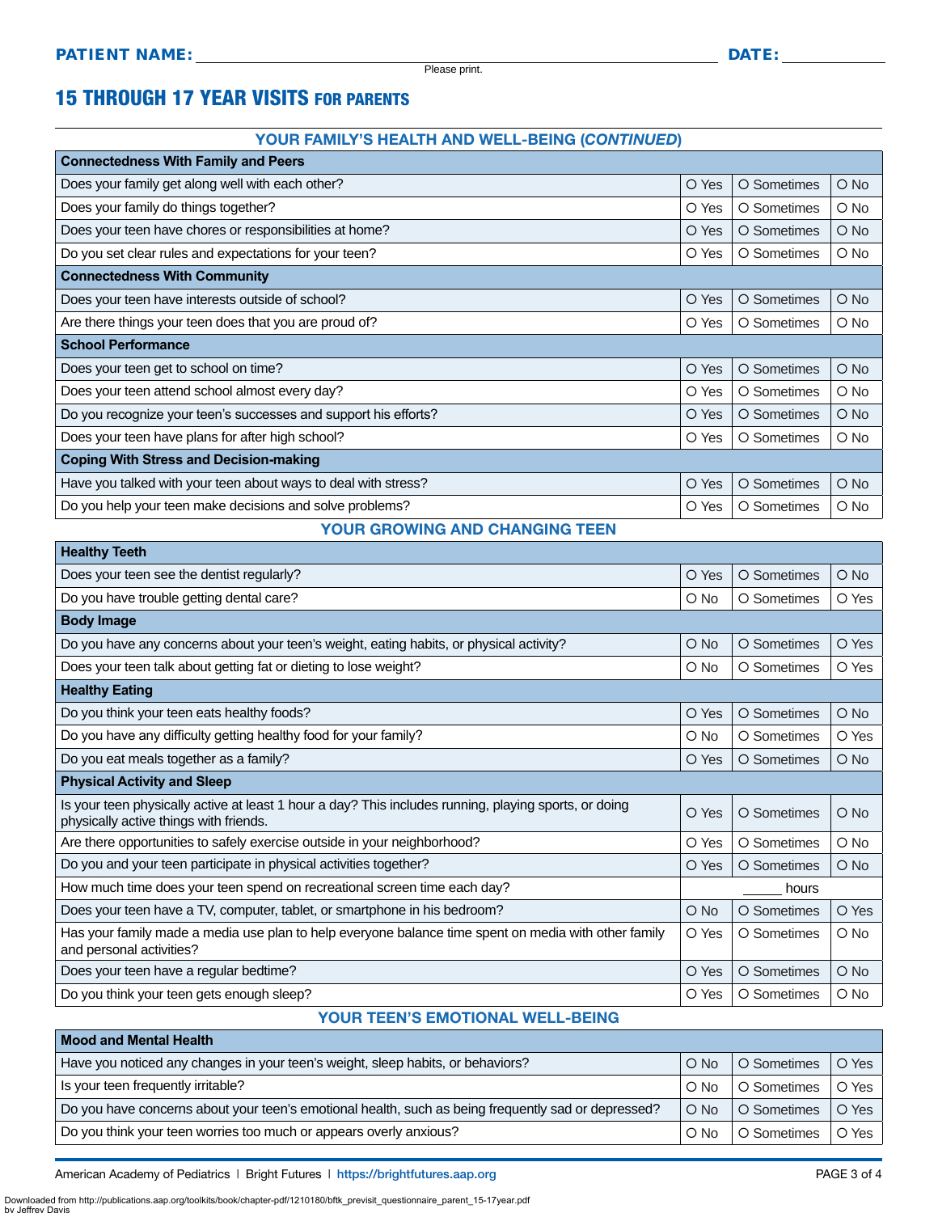PATIENT NAME: ______________________________ DATE: __________

Please print.

# 15 THROUGH 17 YEAR VISITS FOR PARENTS

## YOUR FAMILY'S HEALTH AND WELL-BEING (*CONTINUED*)

| | | | |
|---|---|---|---|
| **Connectedness With Family and Peers** | | | |
| Does your family get along well with each other? | O Yes | O Sometimes | O No |
| Does your family do things together? | O Yes | O Sometimes | O No |
| Does your teen have chores or responsibilities at home? | O Yes | O Sometimes | O No |
| Do you set clear rules and expectations for your teen? | O Yes | O Sometimes | O No |
| **Connectedness With Community** | | | |
| Does your teen have interests outside of school? | O Yes | O Sometimes | O No |
| Are there things your teen does that you are proud of? | O Yes | O Sometimes | O No |
| **School Performance** | | | |
| Does your teen get to school on time? | O Yes | O Sometimes | O No |
| Does your teen attend school almost every day? | O Yes | O Sometimes | O No |
| Do you recognize your teen's successes and support his efforts? | O Yes | O Sometimes | O No |
| Does your teen have plans for after high school? | O Yes | O Sometimes | O No |
| **Coping With Stress and Decision-making** | | | |
| Have you talked with your teen about ways to deal with stress? | O Yes | O Sometimes | O No |
| Do you help your teen make decisions and solve problems? | O Yes | O Sometimes | O No |

## YOUR GROWING AND CHANGING TEEN

| | | | |
|---|---|---|---|
| **Healthy Teeth** | | | |
| Does your teen see the dentist regularly? | O Yes | O Sometimes | O No |
| Do you have trouble getting dental care? | O No | O Sometimes | O Yes |
| **Body Image** | | | |
| Do you have any concerns about your teen's weight, eating habits, or physical activity? | O No | O Sometimes | O Yes |
| Does your teen talk about getting fat or dieting to lose weight? | O No | O Sometimes | O Yes |
| **Healthy Eating** | | | |
| Do you think your teen eats healthy foods? | O Yes | O Sometimes | O No |
| Do you have any difficulty getting healthy food for your family? | O No | O Sometimes | O Yes |
| Do you eat meals together as a family? | O Yes | O Sometimes | O No |
| **Physical Activity and Sleep** | | | |
| Is your teen physically active at least 1 hour a day? This includes running, playing sports, or doing physically active things with friends. | O Yes | O Sometimes | O No |
| Are there opportunities to safely exercise outside in your neighborhood? | O Yes | O Sometimes | O No |
| Do you and your teen participate in physical activities together? | O Yes | O Sometimes | O No |
| How much time does your teen spend on recreational screen time each day? | | _____ hours | |
| Does your teen have a TV, computer, tablet, or smartphone in his bedroom? | O No | O Sometimes | O Yes |
| Has your family made a media use plan to help everyone balance time spent on media with other family and personal activities? | O Yes | O Sometimes | O No |
| Does your teen have a regular bedtime? | O Yes | O Sometimes | O No |
| Do you think your teen gets enough sleep? | O Yes | O Sometimes | O No |

## YOUR TEEN'S EMOTIONAL WELL-BEING

| | | | |
|---|---|---|---|
| **Mood and Mental Health** | | | |
| Have you noticed any changes in your teen's weight, sleep habits, or behaviors? | O No | O Sometimes | O Yes |
| Is your teen frequently irritable? | O No | O Sometimes | O Yes |
| Do you have concerns about your teen's emotional health, such as being frequently sad or depressed? | O No | O Sometimes | O Yes |
| Do you think your teen worries too much or appears overly anxious? | O No | O Sometimes | O Yes |

American Academy of Pediatrics | Bright Futures | https://brightfutures.aap.org

Downloaded from http://publications.aap.org/toolkits/book/chapter-pdf/1210180/bftk_previsit_questionnaire_parent_15-17year.pdf
by Jeffrey Davis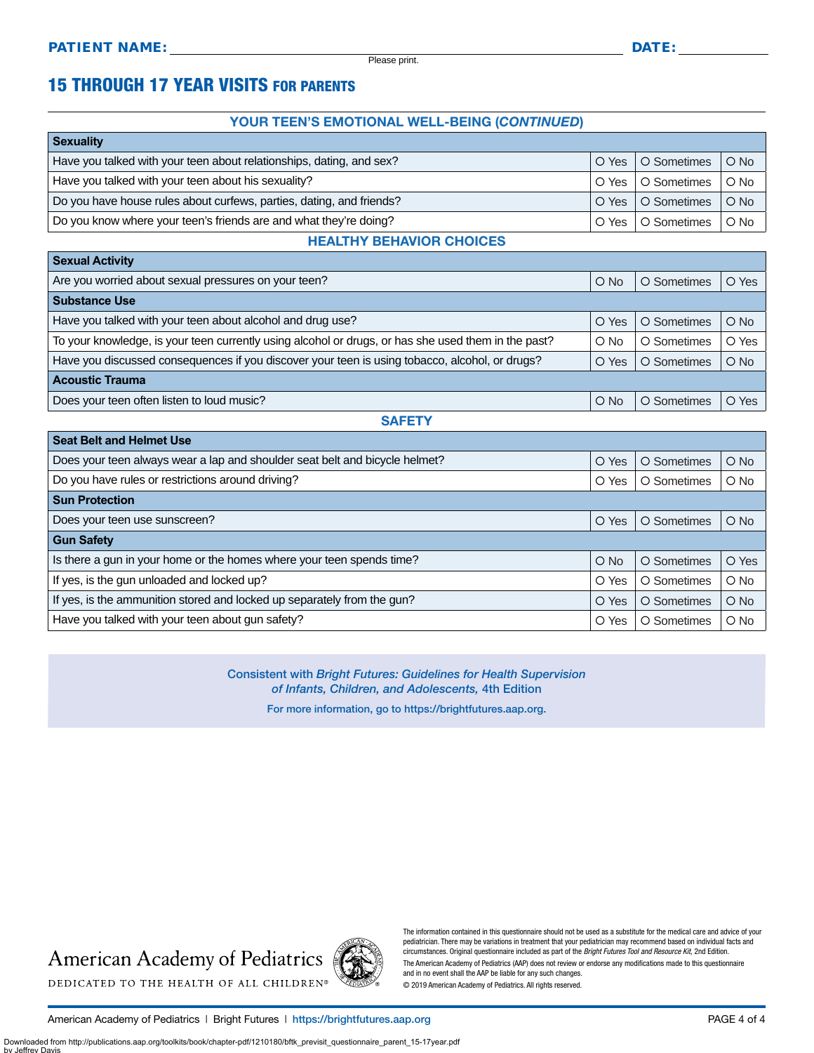**PATIENT NAME:** ______________________________ **DATE:** __________

Please print.

# 15 THROUGH 17 YEAR VISITS FOR PARENTS

## YOUR TEEN'S EMOTIONAL WELL-BEING (*CONTINUED*)

| | | | |
|---|---|---|---|
| **Sexuality** | | | |
| Have you talked with your teen about relationships, dating, and sex? | ○ Yes | ○ Sometimes | ○ No |
| Have you talked with your teen about his sexuality? | ○ Yes | ○ Sometimes | ○ No |
| Do you have house rules about curfews, parties, dating, and friends? | ○ Yes | ○ Sometimes | ○ No |
| Do you know where your teen's friends are and what they're doing? | ○ Yes | ○ Sometimes | ○ No |

## HEALTHY BEHAVIOR CHOICES

| | | | |
|---|---|---|---|
| **Sexual Activity** | | | |
| Are you worried about sexual pressures on your teen? | ○ No | ○ Sometimes | ○ Yes |
| **Substance Use** | | | |
| Have you talked with your teen about alcohol and drug use? | ○ Yes | ○ Sometimes | ○ No |
| To your knowledge, is your teen currently using alcohol or drugs, or has she used them in the past? | ○ No | ○ Sometimes | ○ Yes |
| Have you discussed consequences if you discover your teen is using tobacco, alcohol, or drugs? | ○ Yes | ○ Sometimes | ○ No |
| **Acoustic Trauma** | | | |
| Does your teen often listen to loud music? | ○ No | ○ Sometimes | ○ Yes |

## SAFETY

| | | | |
|---|---|---|---|
| **Seat Belt and Helmet Use** | | | |
| Does your teen always wear a lap and shoulder seat belt and bicycle helmet? | ○ Yes | ○ Sometimes | ○ No |
| Do you have rules or restrictions around driving? | ○ Yes | ○ Sometimes | ○ No |
| **Sun Protection** | | | |
| Does your teen use sunscreen? | ○ Yes | ○ Sometimes | ○ No |
| **Gun Safety** | | | |
| Is there a gun in your home or the homes where your teen spends time? | ○ No | ○ Sometimes | ○ Yes |
| If yes, is the gun unloaded and locked up? | ○ Yes | ○ Sometimes | ○ No |
| If yes, is the ammunition stored and locked up separately from the gun? | ○ Yes | ○ Sometimes | ○ No |
| Have you talked with your teen about gun safety? | ○ Yes | ○ Sometimes | ○ No |

Consistent with *Bright Futures: Guidelines for Health Supervision of Infants, Children, and Adolescents,* 4th Edition

For more information, go to https://brightfutures.aap.org.

American Academy of Pediatrics

DEDICATED TO THE HEALTH OF ALL CHILDREN®

The information contained in this questionnaire should not be used as a substitute for the medical care and advice of your pediatrician. There may be variations in treatment that your pediatrician may recommend based on individual facts and circumstances. Original questionnaire included as part of the *Bright Futures Tool and Resource Kit,* 2nd Edition.

The American Academy of Pediatrics (AAP) does not review or endorse any modifications made to this questionnaire and in no event shall the AAP be liable for any such changes.

© 2019 American Academy of Pediatrics. All rights reserved.